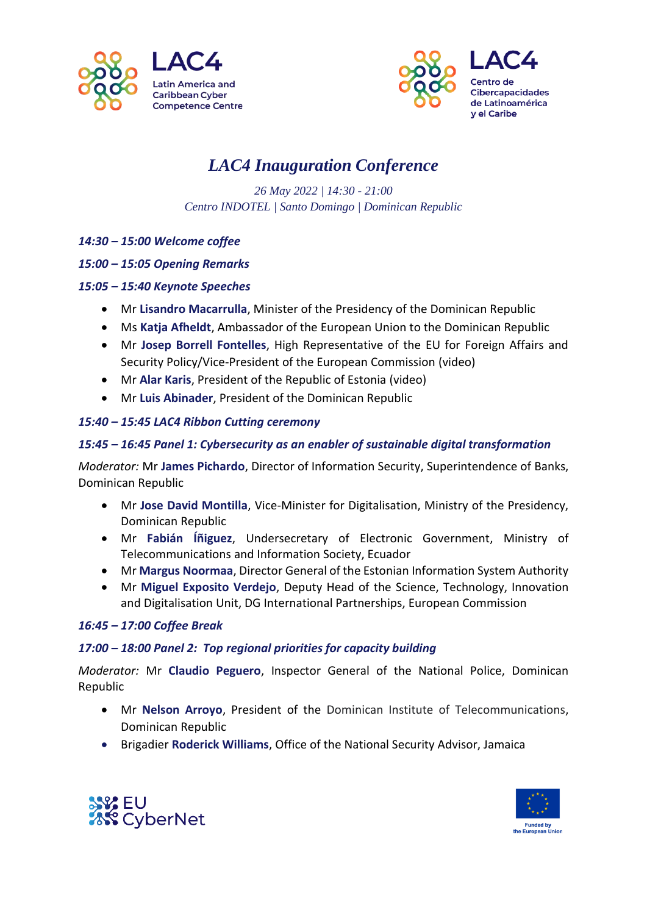LAC4
Latin America and Caribbean Cyber Competence Centre

LAC4
Centro de Cibercapacidades de Latinoamérica y el Caribe

# *LAC4 Inauguration Conference*

*26 May 2022 | 14:30 - 21:00*
*Centro INDOTEL | Santo Domingo | Dominican Republic*

***14:30 – 15:00 Welcome coffee***

***15:00 – 15:05 Opening Remarks***

***15:05 – 15:40 Keynote Speeches***

- Mr **Lisandro Macarrulla**, Minister of the Presidency of the Dominican Republic
- Ms **Katja Afheldt**, Ambassador of the European Union to the Dominican Republic
- Mr **Josep Borrell Fontelles**, High Representative of the EU for Foreign Affairs and Security Policy/Vice-President of the European Commission (video)
- Mr **Alar Karis**, President of the Republic of Estonia (video)
- Mr **Luis Abinader**, President of the Dominican Republic

***15:40 – 15:45 LAC4 Ribbon Cutting ceremony***

***15:45 – 16:45 Panel 1: Cybersecurity as an enabler of sustainable digital transformation***

*Moderator:* Mr **James Pichardo**, Director of Information Security, Superintendence of Banks, Dominican Republic

- Mr **Jose David Montilla**, Vice-Minister for Digitalisation, Ministry of the Presidency, Dominican Republic
- Mr **Fabián Íñiguez**, Undersecretary of Electronic Government, Ministry of Telecommunications and Information Society, Ecuador
- Mr **Margus Noormaa**, Director General of the Estonian Information System Authority
- Mr **Miguel Exposito Verdejo**, Deputy Head of the Science, Technology, Innovation and Digitalisation Unit, DG International Partnerships, European Commission

***16:45 – 17:00 Coffee Break***

***17:00 – 18:00 Panel 2: Top regional priorities for capacity building***

*Moderator:* Mr **Claudio Peguero**, Inspector General of the National Police, Dominican Republic

- Mr **Nelson Arroyo**, President of the Dominican Institute of Telecommunications, Dominican Republic
- Brigadier **Roderick Williams**, Office of the National Security Advisor, Jamaica

EU CyberNet

Funded by the European Union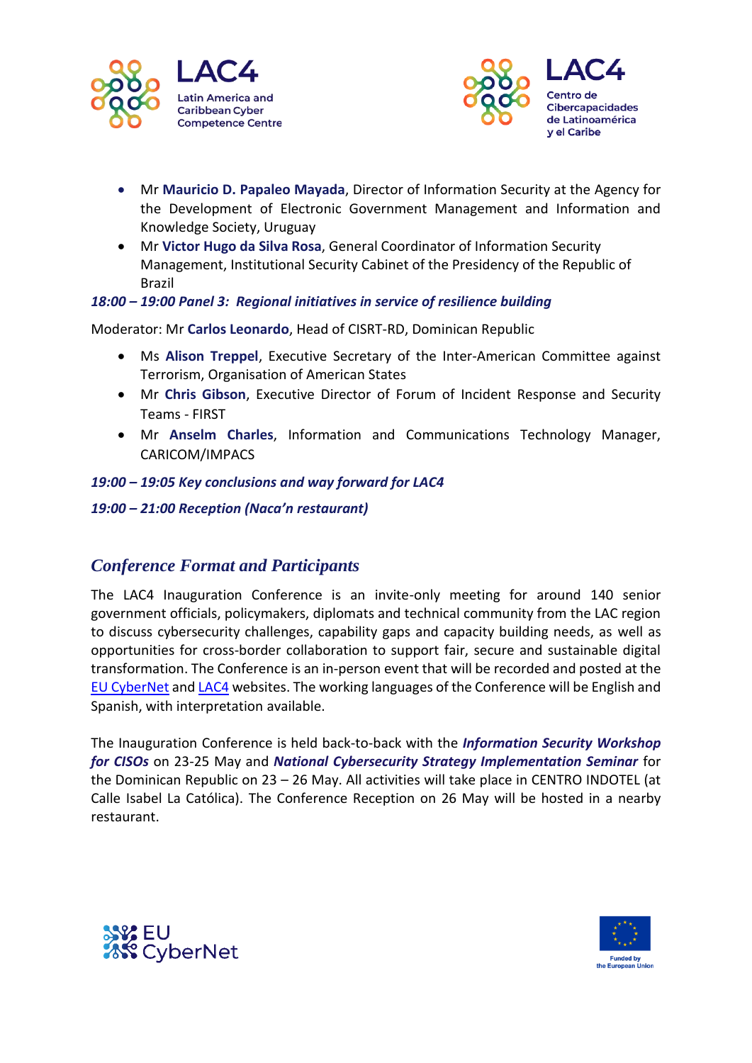- Mr **Mauricio D. Papaleo Mayada**, Director of Information Security at the Agency for the Development of Electronic Government Management and Information and Knowledge Society, Uruguay
- Mr **Victor Hugo da Silva Rosa**, General Coordinator of Information Security Management, Institutional Security Cabinet of the Presidency of the Republic of Brazil

***18:00 – 19:00 Panel 3: Regional initiatives in service of resilience building***

Moderator: Mr **Carlos Leonardo**, Head of CISRT-RD, Dominican Republic

- Ms **Alison Treppel**, Executive Secretary of the Inter-American Committee against Terrorism, Organisation of American States
- Mr **Chris Gibson**, Executive Director of Forum of Incident Response and Security Teams - FIRST
- Mr **Anselm Charles**, Information and Communications Technology Manager, CARICOM/IMPACS

***19:00 – 19:05 Key conclusions and way forward for LAC4***

***19:00 – 21:00 Reception (Naca'n restaurant)***

## *Conference Format and Participants*

The LAC4 Inauguration Conference is an invite-only meeting for around 140 senior government officials, policymakers, diplomats and technical community from the LAC region to discuss cybersecurity challenges, capability gaps and capacity building needs, as well as opportunities for cross-border collaboration to support fair, secure and sustainable digital transformation. The Conference is an in-person event that will be recorded and posted at the EU CyberNet and LAC4 websites. The working languages of the Conference will be English and Spanish, with interpretation available.

The Inauguration Conference is held back-to-back with the ***Information Security Workshop for CISOs*** on 23-25 May and ***National Cybersecurity Strategy Implementation Seminar*** for the Dominican Republic on 23 – 26 May. All activities will take place in CENTRO INDOTEL (at Calle Isabel La Católica). The Conference Reception on 26 May will be hosted in a nearby restaurant.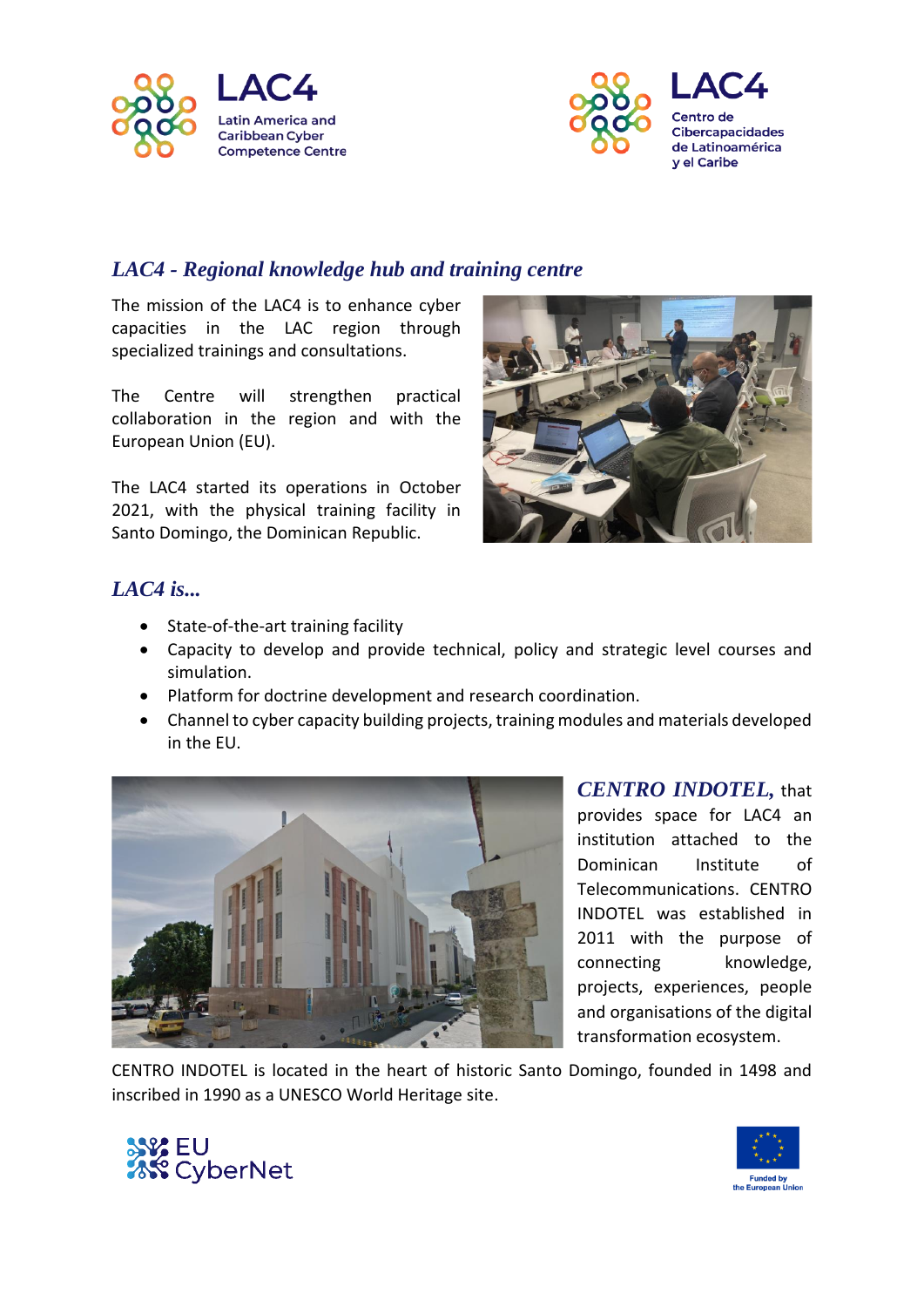LAC4 Latin America and Caribbean Cyber Competence Centre

LAC4 Centro de Cibercapacidades de Latinoamérica y el Caribe

## *LAC4 - Regional knowledge hub and training centre*

The mission of the LAC4 is to enhance cyber capacities in the LAC region through specialized trainings and consultations.

The Centre will strengthen practical collaboration in the region and with the European Union (EU).

The LAC4 started its operations in October 2021, with the physical training facility in Santo Domingo, the Dominican Republic.

## *LAC4 is...*

- State-of-the-art training facility
- Capacity to develop and provide technical, policy and strategic level courses and simulation.
- Platform for doctrine development and research coordination.
- Channel to cyber capacity building projects, training modules and materials developed in the EU.

***CENTRO INDOTEL,*** that provides space for LAC4 an institution attached to the Dominican Institute of Telecommunications. CENTRO INDOTEL was established in 2011 with the purpose of connecting knowledge, projects, experiences, people and organisations of the digital transformation ecosystem.

CENTRO INDOTEL is located in the heart of historic Santo Domingo, founded in 1498 and inscribed in 1990 as a UNESCO World Heritage site.

EU CyberNet

Funded by the European Union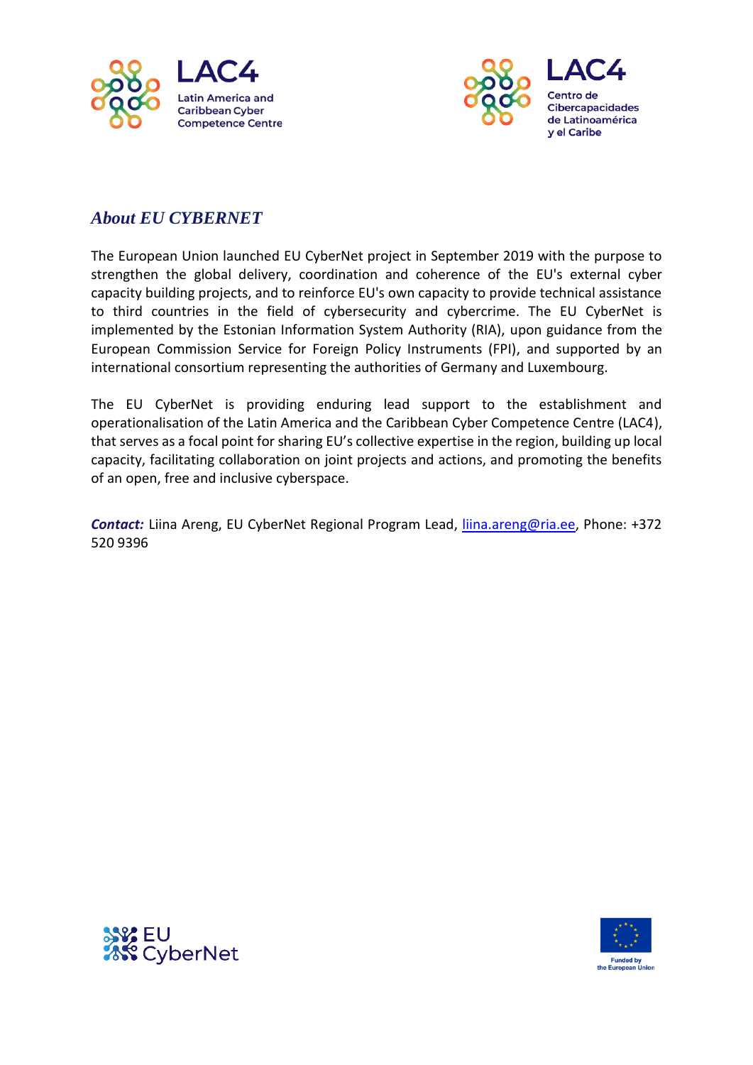## *About EU CYBERNET*

The European Union launched EU CyberNet project in September 2019 with the purpose to strengthen the global delivery, coordination and coherence of the EU's external cyber capacity building projects, and to reinforce EU's own capacity to provide technical assistance to third countries in the field of cybersecurity and cybercrime. The EU CyberNet is implemented by the Estonian Information System Authority (RIA), upon guidance from the European Commission Service for Foreign Policy Instruments (FPI), and supported by an international consortium representing the authorities of Germany and Luxembourg.

The EU CyberNet is providing enduring lead support to the establishment and operationalisation of the Latin America and the Caribbean Cyber Competence Centre (LAC4), that serves as a focal point for sharing EU's collective expertise in the region, building up local capacity, facilitating collaboration on joint projects and actions, and promoting the benefits of an open, free and inclusive cyberspace.

***Contact:*** Liina Areng, EU CyberNet Regional Program Lead, liina.areng@ria.ee, Phone: +372 520 9396